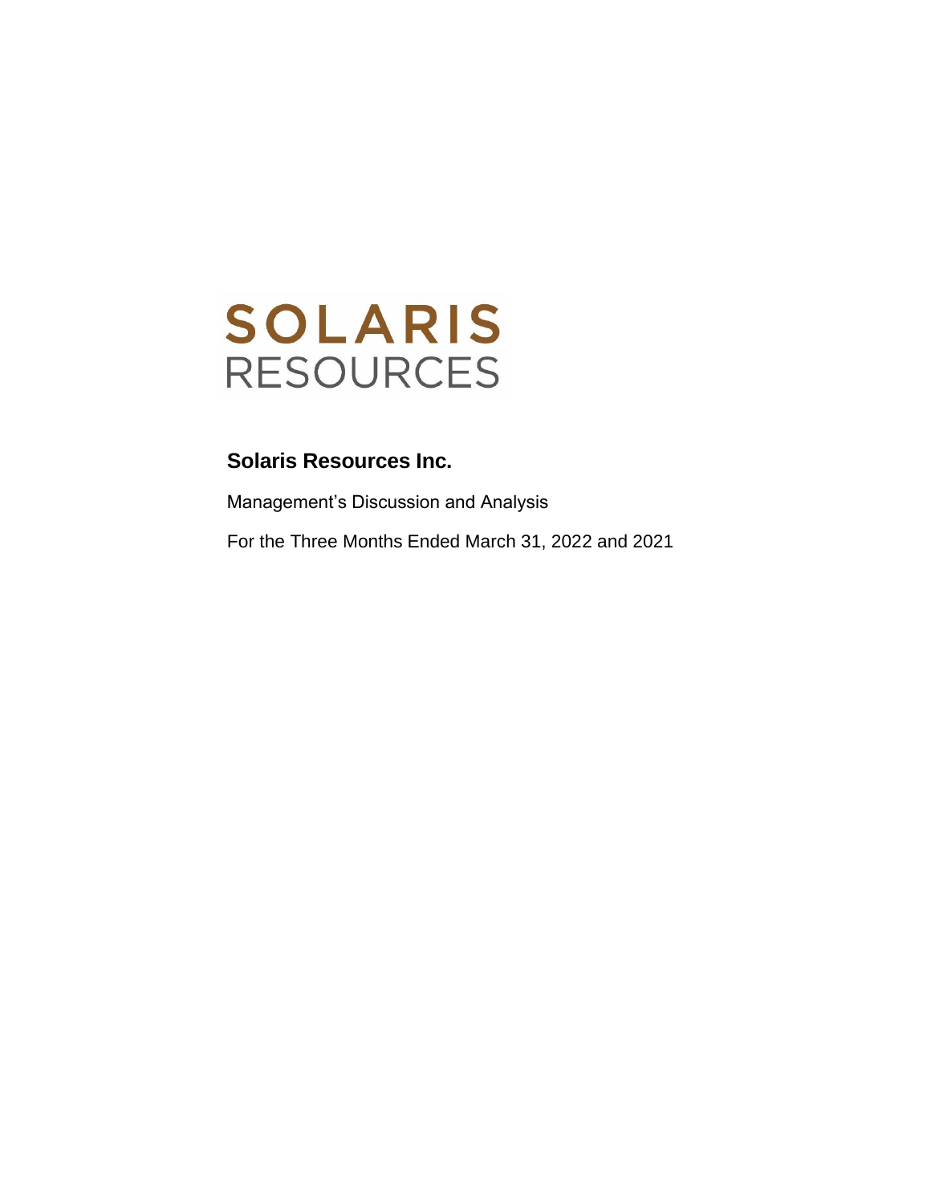SOLARIS
RESOURCES

## Solaris Resources Inc.

Management's Discussion and Analysis

For the Three Months Ended March 31, 2022 and 2021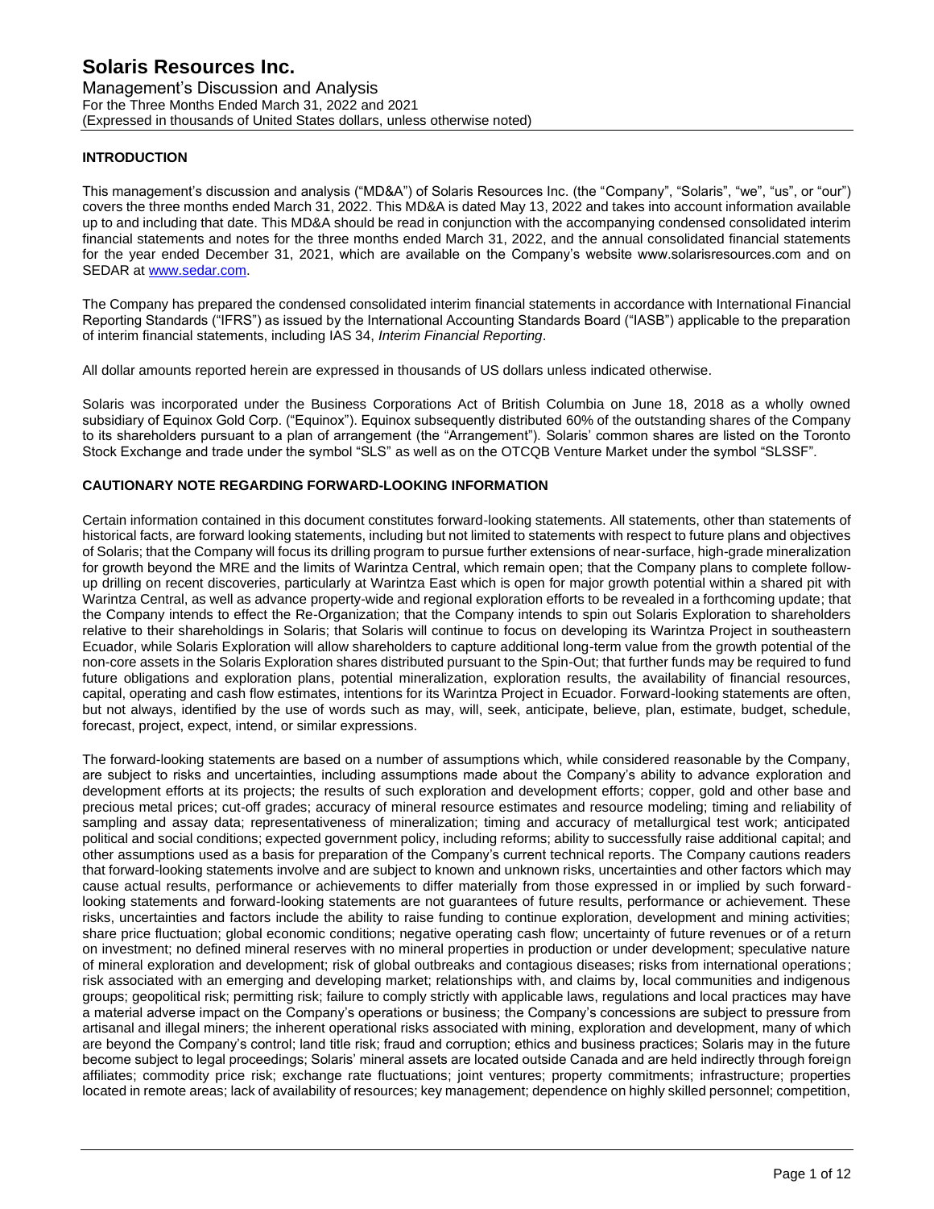## INTRODUCTION

This management's discussion and analysis ("MD&A") of Solaris Resources Inc. (the "Company", "Solaris", "we", "us", or "our") covers the three months ended March 31, 2022. This MD&A is dated May 13, 2022 and takes into account information available up to and including that date. This MD&A should be read in conjunction with the accompanying condensed consolidated interim financial statements and notes for the three months ended March 31, 2022, and the annual consolidated financial statements for the year ended December 31, 2021, which are available on the Company's website www.solarisresources.com and on SEDAR at www.sedar.com.

The Company has prepared the condensed consolidated interim financial statements in accordance with International Financial Reporting Standards ("IFRS") as issued by the International Accounting Standards Board ("IASB") applicable to the preparation of interim financial statements, including IAS 34, *Interim Financial Reporting*.

All dollar amounts reported herein are expressed in thousands of US dollars unless indicated otherwise.

Solaris was incorporated under the Business Corporations Act of British Columbia on June 18, 2018 as a wholly owned subsidiary of Equinox Gold Corp. ("Equinox"). Equinox subsequently distributed 60% of the outstanding shares of the Company to its shareholders pursuant to a plan of arrangement (the "Arrangement"). Solaris' common shares are listed on the Toronto Stock Exchange and trade under the symbol "SLS" as well as on the OTCQB Venture Market under the symbol "SLSSF".

## CAUTIONARY NOTE REGARDING FORWARD-LOOKING INFORMATION

Certain information contained in this document constitutes forward-looking statements. All statements, other than statements of historical facts, are forward looking statements, including but not limited to statements with respect to future plans and objectives of Solaris; that the Company will focus its drilling program to pursue further extensions of near-surface, high-grade mineralization for growth beyond the MRE and the limits of Warintza Central, which remain open; that the Company plans to complete follow-up drilling on recent discoveries, particularly at Warintza East which is open for major growth potential within a shared pit with Warintza Central, as well as advance property-wide and regional exploration efforts to be revealed in a forthcoming update; that the Company intends to effect the Re-Organization; that the Company intends to spin out Solaris Exploration to shareholders relative to their shareholdings in Solaris; that Solaris will continue to focus on developing its Warintza Project in southeastern Ecuador, while Solaris Exploration will allow shareholders to capture additional long-term value from the growth potential of the non-core assets in the Solaris Exploration shares distributed pursuant to the Spin-Out; that further funds may be required to fund future obligations and exploration plans, potential mineralization, exploration results, the availability of financial resources, capital, operating and cash flow estimates, intentions for its Warintza Project in Ecuador. Forward-looking statements are often, but not always, identified by the use of words such as may, will, seek, anticipate, believe, plan, estimate, budget, schedule, forecast, project, expect, intend, or similar expressions.

The forward-looking statements are based on a number of assumptions which, while considered reasonable by the Company, are subject to risks and uncertainties, including assumptions made about the Company's ability to advance exploration and development efforts at its projects; the results of such exploration and development efforts; copper, gold and other base and precious metal prices; cut-off grades; accuracy of mineral resource estimates and resource modeling; timing and reliability of sampling and assay data; representativeness of mineralization; timing and accuracy of metallurgical test work; anticipated political and social conditions; expected government policy, including reforms; ability to successfully raise additional capital; and other assumptions used as a basis for preparation of the Company's current technical reports. The Company cautions readers that forward-looking statements involve and are subject to known and unknown risks, uncertainties and other factors which may cause actual results, performance or achievements to differ materially from those expressed in or implied by such forward-looking statements and forward-looking statements are not guarantees of future results, performance or achievement. These risks, uncertainties and factors include the ability to raise funding to continue exploration, development and mining activities; share price fluctuation; global economic conditions; negative operating cash flow; uncertainty of future revenues or of a return on investment; no defined mineral reserves with no mineral properties in production or under development; speculative nature of mineral exploration and development; risk of global outbreaks and contagious diseases; risks from international operations; risk associated with an emerging and developing market; relationships with, and claims by, local communities and indigenous groups; geopolitical risk; permitting risk; failure to comply strictly with applicable laws, regulations and local practices may have a material adverse impact on the Company's operations or business; the Company's concessions are subject to pressure from artisanal and illegal miners; the inherent operational risks associated with mining, exploration and development, many of which are beyond the Company's control; land title risk; fraud and corruption; ethics and business practices; Solaris may in the future become subject to legal proceedings; Solaris' mineral assets are located outside Canada and are held indirectly through foreign affiliates; commodity price risk; exchange rate fluctuations; joint ventures; property commitments; infrastructure; properties located in remote areas; lack of availability of resources; key management; dependence on highly skilled personnel; competition,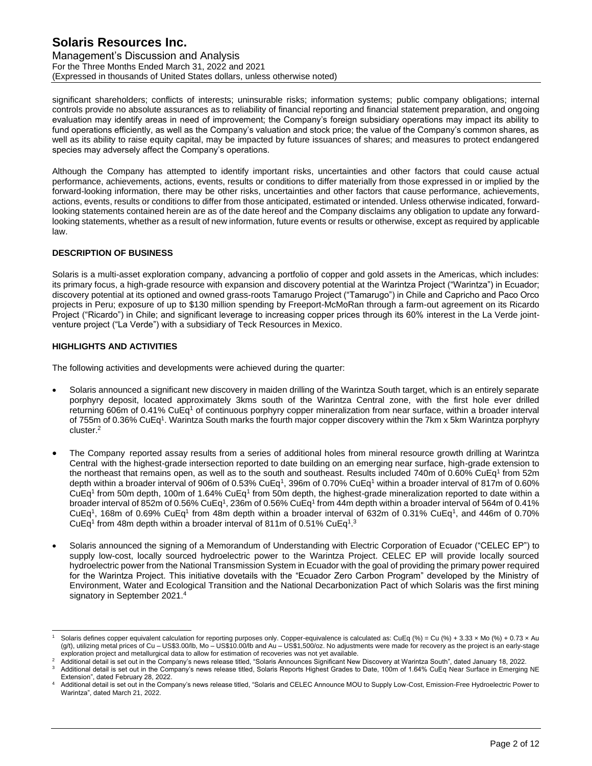significant shareholders; conflicts of interests; uninsurable risks; information systems; public company obligations; internal controls provide no absolute assurances as to reliability of financial reporting and financial statement preparation, and ongoing evaluation may identify areas in need of improvement; the Company's foreign subsidiary operations may impact its ability to fund operations efficiently, as well as the Company's valuation and stock price; the value of the Company's common shares, as well as its ability to raise equity capital, may be impacted by future issuances of shares; and measures to protect endangered species may adversely affect the Company's operations.

Although the Company has attempted to identify important risks, uncertainties and other factors that could cause actual performance, achievements, actions, events, results or conditions to differ materially from those expressed in or implied by the forward-looking information, there may be other risks, uncertainties and other factors that cause performance, achievements, actions, events, results or conditions to differ from those anticipated, estimated or intended. Unless otherwise indicated, forward-looking statements contained herein are as of the date hereof and the Company disclaims any obligation to update any forward-looking statements, whether as a result of new information, future events or results or otherwise, except as required by applicable law.

## DESCRIPTION OF BUSINESS

Solaris is a multi-asset exploration company, advancing a portfolio of copper and gold assets in the Americas, which includes: its primary focus, a high-grade resource with expansion and discovery potential at the Warintza Project ("Warintza") in Ecuador; discovery potential at its optioned and owned grass-roots Tamarugo Project ("Tamarugo") in Chile and Capricho and Paco Orco projects in Peru; exposure of up to $130 million spending by Freeport-McMoRan through a farm-out agreement on its Ricardo Project ("Ricardo") in Chile; and significant leverage to increasing copper prices through its 60% interest in the La Verde joint-venture project ("La Verde") with a subsidiary of Teck Resources in Mexico.

## HIGHLIGHTS AND ACTIVITIES

The following activities and developments were achieved during the quarter:

- Solaris announced a significant new discovery in maiden drilling of the Warintza South target, which is an entirely separate porphyry deposit, located approximately 3kms south of the Warintza Central zone, with the first hole ever drilled returning 606m of 0.41% CuEq[1] of continuous porphyry copper mineralization from near surface, within a broader interval of 755m of 0.36% CuEq[1]. Warintza South marks the fourth major copper discovery within the 7km x 5km Warintza porphyry cluster.[2]

- The Company reported assay results from a series of additional holes from mineral resource growth drilling at Warintza Central with the highest-grade intersection reported to date building on an emerging near surface, high-grade extension to the northeast that remains open, as well as to the south and southeast. Results included 740m of 0.60% CuEq[1] from 52m depth within a broader interval of 906m of 0.53% CuEq[1], 396m of 0.70% CuEq[1] within a broader interval of 817m of 0.60% CuEq[1] from 50m depth, 100m of 1.64% CuEq[1] from 50m depth, the highest-grade mineralization reported to date within a broader interval of 852m of 0.56% CuEq[1], 236m of 0.56% CuEq[1] from 44m depth within a broader interval of 564m of 0.41% CuEq[1], 168m of 0.69% CuEq[1] from 48m depth within a broader interval of 632m of 0.31% CuEq[1], and 446m of 0.70% CuEq[1] from 48m depth within a broader interval of 811m of 0.51% CuEq[1].[3]

- Solaris announced the signing of a Memorandum of Understanding with Electric Corporation of Ecuador ("CELEC EP") to supply low-cost, locally sourced hydroelectric power to the Warintza Project. CELEC EP will provide locally sourced hydroelectric power from the National Transmission System in Ecuador with the goal of providing the primary power required for the Warintza Project. This initiative dovetails with the "Ecuador Zero Carbon Program" developed by the Ministry of Environment, Water and Ecological Transition and the National Decarbonization Pact of which Solaris was the first mining signatory in September 2021.[4]

---

[1] Solaris defines copper equivalent calculation for reporting purposes only. Copper-equivalence is calculated as: CuEq (%) = Cu (%) + 3.33 × Mo (%) + 0.73 × Au (g/t), utilizing metal prices of Cu – US$3.00/lb, Mo – US$10.00/lb and Au – US$1,500/oz. No adjustments were made for recovery as the project is an early-stage exploration project and metallurgical data to allow for estimation of recoveries was not yet available.

[2] Additional detail is set out in the Company's news release titled, "Solaris Announces Significant New Discovery at Warintza South", dated January 18, 2022.

[3] Additional detail is set out in the Company's news release titled, Solaris Reports Highest Grades to Date, 100m of 1.64% CuEq Near Surface in Emerging NE Extension", dated February 28, 2022.

[4] Additional detail is set out in the Company's news release titled, "Solaris and CELEC Announce MOU to Supply Low-Cost, Emission-Free Hydroelectric Power to Warintza", dated March 21, 2022.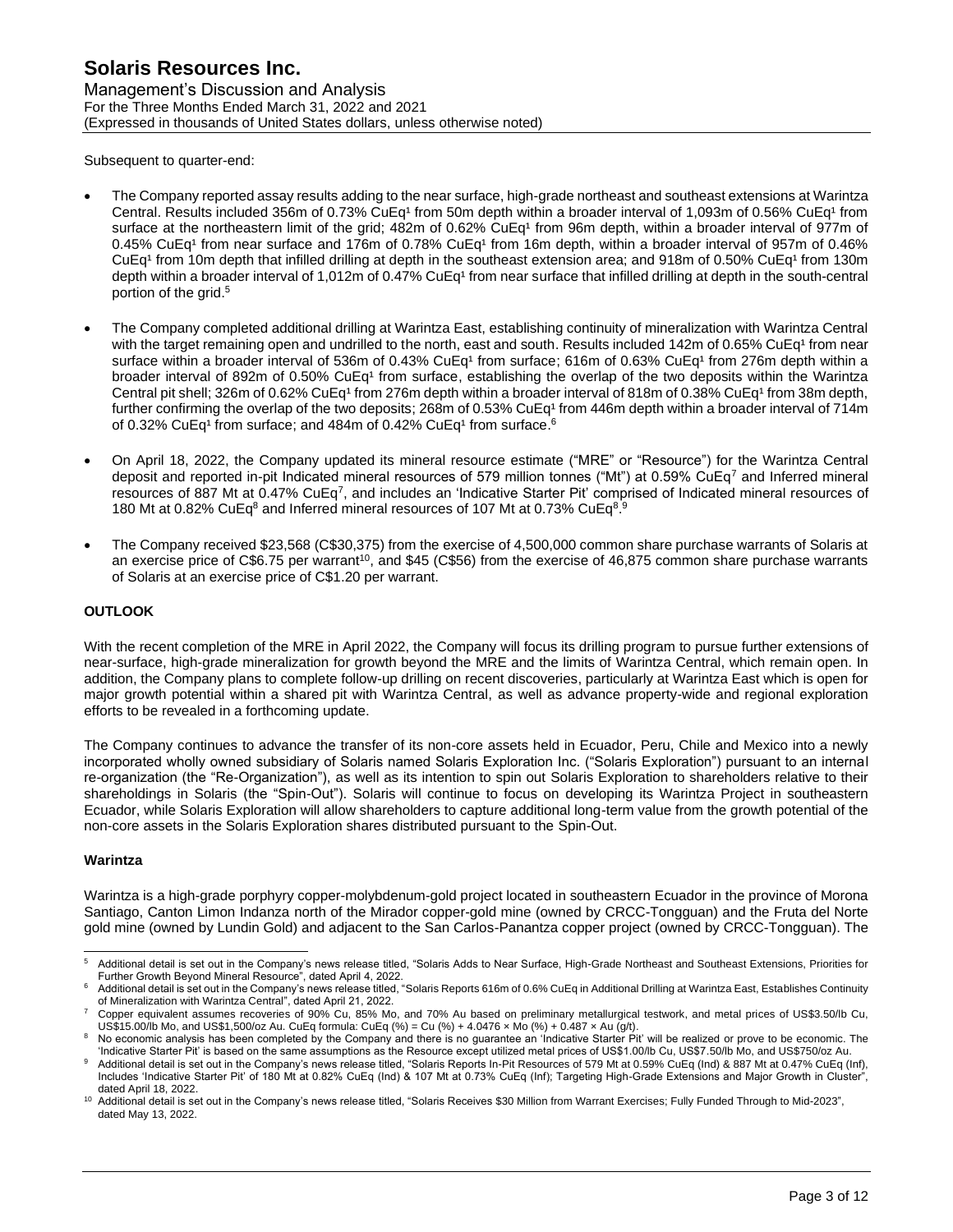Subsequent to quarter-end:

- The Company reported assay results adding to the near surface, high-grade northeast and southeast extensions at Warintza Central. Results included 356m of 0.73% CuEq[1] from 50m depth within a broader interval of 1,093m of 0.56% CuEq[1] from surface at the northeastern limit of the grid; 482m of 0.62% CuEq[1] from 96m depth, within a broader interval of 977m of 0.45% CuEq[1] from near surface and 176m of 0.78% CuEq[1] from 16m depth, within a broader interval of 957m of 0.46% CuEq[1] from 10m depth that infilled drilling at depth in the southeast extension area; and 918m of 0.50% CuEq[1] from 130m depth within a broader interval of 1,012m of 0.47% CuEq[1] from near surface that infilled drilling at depth in the south-central portion of the grid.[5]

- The Company completed additional drilling at Warintza East, establishing continuity of mineralization with Warintza Central with the target remaining open and undrilled to the north, east and south. Results included 142m of 0.65% CuEq[1] from near surface within a broader interval of 536m of 0.43% CuEq[1] from surface; 616m of 0.63% CuEq[1] from 276m depth within a broader interval of 892m of 0.50% CuEq[1] from surface, establishing the overlap of the two deposits within the Warintza Central pit shell; 326m of 0.62% CuEq[1] from 276m depth within a broader interval of 818m of 0.38% CuEq[1] from 38m depth, further confirming the overlap of the two deposits; 268m of 0.53% CuEq[1] from 446m depth within a broader interval of 714m of 0.32% CuEq[1] from surface; and 484m of 0.42% CuEq[1] from surface.[6]

- On April 18, 2022, the Company updated its mineral resource estimate ("MRE" or "Resource") for the Warintza Central deposit and reported in-pit Indicated mineral resources of 579 million tonnes ("Mt") at 0.59% CuEq[7] and Inferred mineral resources of 887 Mt at 0.47% CuEq[7], and includes an 'Indicative Starter Pit' comprised of Indicated mineral resources of 180 Mt at 0.82% CuEq[8] and Inferred mineral resources of 107 Mt at 0.73% CuEq[8].[9]

- The Company received $23,568 (C$30,375) from the exercise of 4,500,000 common share purchase warrants of Solaris at an exercise price of C$6.75 per warrant[10], and $45 (C$56) from the exercise of 46,875 common share purchase warrants of Solaris at an exercise price of C$1.20 per warrant.

## OUTLOOK

With the recent completion of the MRE in April 2022, the Company will focus its drilling program to pursue further extensions of near-surface, high-grade mineralization for growth beyond the MRE and the limits of Warintza Central, which remain open. In addition, the Company plans to complete follow-up drilling on recent discoveries, particularly at Warintza East which is open for major growth potential within a shared pit with Warintza Central, as well as advance property-wide and regional exploration efforts to be revealed in a forthcoming update.

The Company continues to advance the transfer of its non-core assets held in Ecuador, Peru, Chile and Mexico into a newly incorporated wholly owned subsidiary of Solaris named Solaris Exploration Inc. ("Solaris Exploration") pursuant to an internal re-organization (the "Re-Organization"), as well as its intention to spin out Solaris Exploration to shareholders relative to their shareholdings in Solaris (the "Spin-Out"). Solaris will continue to focus on developing its Warintza Project in southeastern Ecuador, while Solaris Exploration will allow shareholders to capture additional long-term value from the growth potential of the non-core assets in the Solaris Exploration shares distributed pursuant to the Spin-Out.

### Warintza

Warintza is a high-grade porphyry copper-molybdenum-gold project located in southeastern Ecuador in the province of Morona Santiago, Canton Limon Indanza north of the Mirador copper-gold mine (owned by CRCC-Tongguan) and the Fruta del Norte gold mine (owned by Lundin Gold) and adjacent to the San Carlos-Panantza copper project (owned by CRCC-Tongguan). The

---

[5] Additional detail is set out in the Company's news release titled, "Solaris Adds to Near Surface, High-Grade Northeast and Southeast Extensions, Priorities for Further Growth Beyond Mineral Resource", dated April 4, 2022.

[6] Additional detail is set out in the Company's news release titled, "Solaris Reports 616m of 0.6% CuEq in Additional Drilling at Warintza East, Establishes Continuity of Mineralization with Warintza Central", dated April 21, 2022.

[7] Copper equivalent assumes recoveries of 90% Cu, 85% Mo, and 70% Au based on preliminary metallurgical testwork, and metal prices of US$3.50/lb Cu, US$15.00/lb Mo, and US$1,500/oz Au. CuEq formula: CuEq (%) = Cu (%) + 4.0476 × Mo (%) + 0.487 × Au (g/t).

[8] No economic analysis has been completed by the Company and there is no guarantee an 'Indicative Starter Pit' will be realized or prove to be economic. The 'Indicative Starter Pit' is based on the same assumptions as the Resource except utilized metal prices of US$1.00/lb Cu, US$7.50/lb Mo, and US$750/oz Au.

[9] Additional detail is set out in the Company's news release titled, "Solaris Reports In-Pit Resources of 579 Mt at 0.59% CuEq (Ind) & 887 Mt at 0.47% CuEq (Inf), Includes 'Indicative Starter Pit' of 180 Mt at 0.82% CuEq (Ind) & 107 Mt at 0.73% CuEq (Inf); Targeting High-Grade Extensions and Major Growth in Cluster", dated April 18, 2022.

[10] Additional detail is set out in the Company's news release titled, "Solaris Receives $30 Million from Warrant Exercises; Fully Funded Through to Mid-2023", dated May 13, 2022.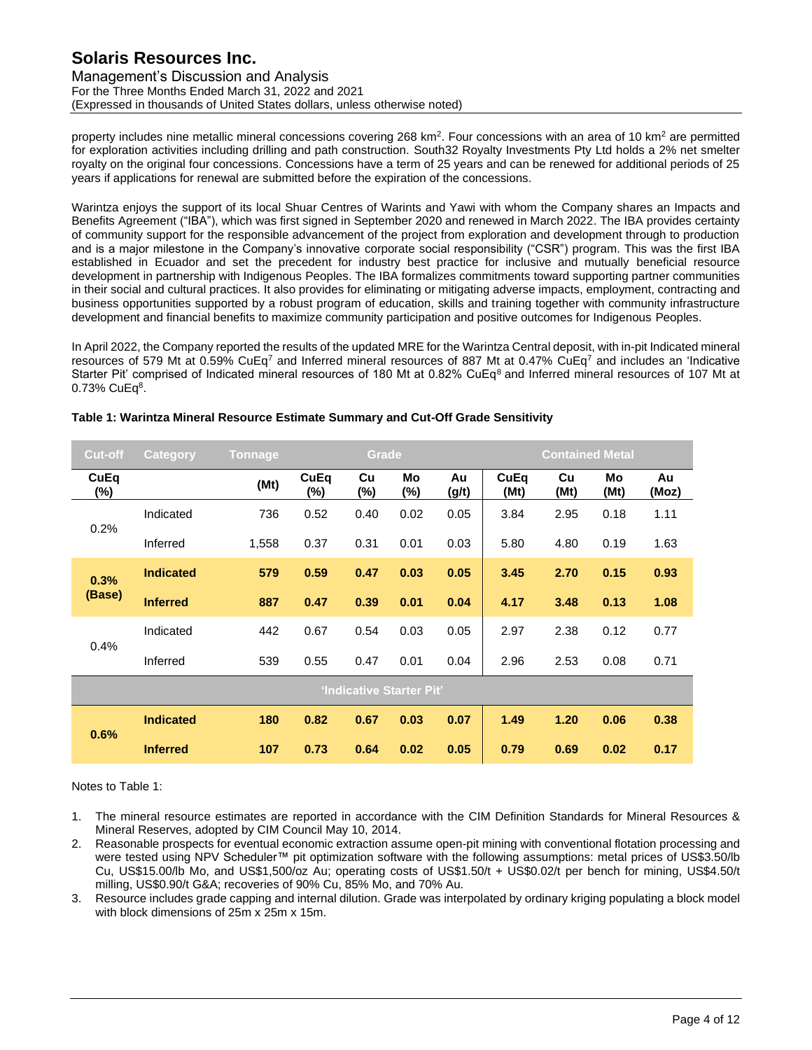property includes nine metallic mineral concessions covering 268 km$^2$. Four concessions with an area of 10 km$^2$ are permitted for exploration activities including drilling and path construction. South32 Royalty Investments Pty Ltd holds a 2% net smelter royalty on the original four concessions. Concessions have a term of 25 years and can be renewed for additional periods of 25 years if applications for renewal are submitted before the expiration of the concessions.

Warintza enjoys the support of its local Shuar Centres of Warints and Yawi with whom the Company shares an Impacts and Benefits Agreement ("IBA"), which was first signed in September 2020 and renewed in March 2022. The IBA provides certainty of community support for the responsible advancement of the project from exploration and development through to production and is a major milestone in the Company's innovative corporate social responsibility ("CSR") program. This was the first IBA established in Ecuador and set the precedent for industry best practice for inclusive and mutually beneficial resource development in partnership with Indigenous Peoples. The IBA formalizes commitments toward supporting partner communities in their social and cultural practices. It also provides for eliminating or mitigating adverse impacts, employment, contracting and business opportunities supported by a robust program of education, skills and training together with community infrastructure development and financial benefits to maximize community participation and positive outcomes for Indigenous Peoples.

In April 2022, the Company reported the results of the updated MRE for the Warintza Central deposit, with in-pit Indicated mineral resources of 579 Mt at 0.59% CuEq[7] and Inferred mineral resources of 887 Mt at 0.47% CuEq[7] and includes an 'Indicative Starter Pit' comprised of Indicated mineral resources of 180 Mt at 0.82% CuEq[8] and Inferred mineral resources of 107 Mt at 0.73% CuEq[8].

**Table 1: Warintza Mineral Resource Estimate Summary and Cut-Off Grade Sensitivity**

| Cut-off | Category | Tonnage | Grade | | | | Contained Metal | | | |
|---|---|---|---|---|---|---|---|---|---|---|
| CuEq (%) | | (Mt) | CuEq (%) | Cu (%) | Mo (%) | Au (g/t) | CuEq (Mt) | Cu (Mt) | Mo (Mt) | Au (Moz) |
| 0.2% | Indicated | 736 | 0.52 | 0.40 | 0.02 | 0.05 | 3.84 | 2.95 | 0.18 | 1.11 |
| | Inferred | 1,558 | 0.37 | 0.31 | 0.01 | 0.03 | 5.80 | 4.80 | 0.19 | 1.63 |
| **0.3% (Base)** | **Indicated** | **579** | **0.59** | **0.47** | **0.03** | **0.05** | **3.45** | **2.70** | **0.15** | **0.93** |
| | **Inferred** | **887** | **0.47** | **0.39** | **0.01** | **0.04** | **4.17** | **3.48** | **0.13** | **1.08** |
| 0.4% | Indicated | 442 | 0.67 | 0.54 | 0.03 | 0.05 | 2.97 | 2.38 | 0.12 | 0.77 |
| | Inferred | 539 | 0.55 | 0.47 | 0.01 | 0.04 | 2.96 | 2.53 | 0.08 | 0.71 |
| 'Indicative Starter Pit' | | | | | | | | | | |
| **0.6%** | **Indicated** | **180** | **0.82** | **0.67** | **0.03** | **0.07** | **1.49** | **1.20** | **0.06** | **0.38** |
| | **Inferred** | **107** | **0.73** | **0.64** | **0.02** | **0.05** | **0.79** | **0.69** | **0.02** | **0.17** |

Notes to Table 1:

1. The mineral resource estimates are reported in accordance with the CIM Definition Standards for Mineral Resources & Mineral Reserves, adopted by CIM Council May 10, 2014.
2. Reasonable prospects for eventual economic extraction assume open-pit mining with conventional flotation processing and were tested using NPV Scheduler™ pit optimization software with the following assumptions: metal prices of US$3.50/lb Cu, US$15.00/lb Mo, and US$1,500/oz Au; operating costs of US$1.50/t + US$0.02/t per bench for mining, US$4.50/t milling, US$0.90/t G&A; recoveries of 90% Cu, 85% Mo, and 70% Au.
3. Resource includes grade capping and internal dilution. Grade was interpolated by ordinary kriging populating a block model with block dimensions of 25m x 25m x 15m.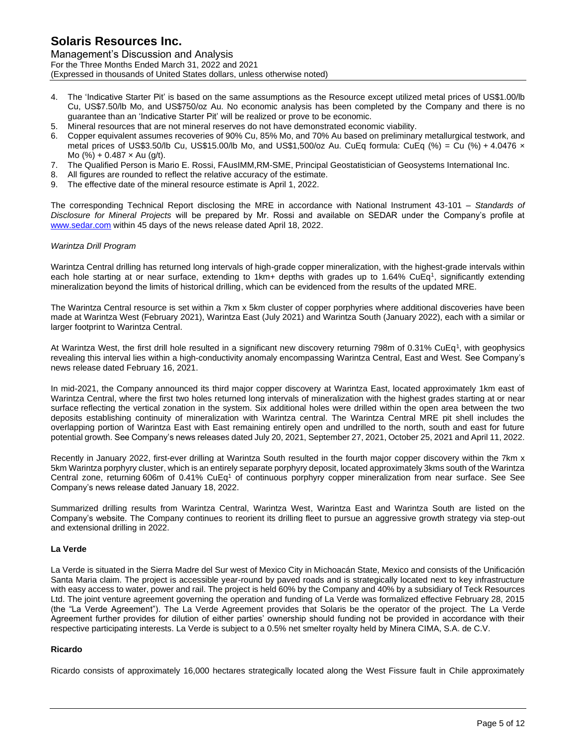4. The 'Indicative Starter Pit' is based on the same assumptions as the Resource except utilized metal prices of US$1.00/lb Cu, US$7.50/lb Mo, and US$750/oz Au. No economic analysis has been completed by the Company and there is no guarantee than an 'Indicative Starter Pit' will be realized or prove to be economic.
5. Mineral resources that are not mineral reserves do not have demonstrated economic viability.
6. Copper equivalent assumes recoveries of 90% Cu, 85% Mo, and 70% Au based on preliminary metallurgical testwork, and metal prices of US$3.50/lb Cu, US$15.00/lb Mo, and US$1,500/oz Au. CuEq formula: CuEq (%) = Cu (%) + 4.0476 × Mo (%) + 0.487 × Au (g/t).
7. The Qualified Person is Mario E. Rossi, FAusIMM,RM-SME, Principal Geostatistician of Geosystems International Inc.
8. All figures are rounded to reflect the relative accuracy of the estimate.
9. The effective date of the mineral resource estimate is April 1, 2022.

The corresponding Technical Report disclosing the MRE in accordance with National Instrument 43-101 – *Standards of Disclosure for Mineral Projects* will be prepared by Mr. Rossi and available on SEDAR under the Company's profile at www.sedar.com within 45 days of the news release dated April 18, 2022.

*Warintza Drill Program*

Warintza Central drilling has returned long intervals of high-grade copper mineralization, with the highest-grade intervals within each hole starting at or near surface, extending to 1km+ depths with grades up to 1.64% CuEq[1], significantly extending mineralization beyond the limits of historical drilling, which can be evidenced from the results of the updated MRE.

The Warintza Central resource is set within a 7km x 5km cluster of copper porphyries where additional discoveries have been made at Warintza West (February 2021), Warintza East (July 2021) and Warintza South (January 2022), each with a similar or larger footprint to Warintza Central.

At Warintza West, the first drill hole resulted in a significant new discovery returning 798m of 0.31% CuEq[1], with geophysics revealing this interval lies within a high-conductivity anomaly encompassing Warintza Central, East and West. See Company's news release dated February 16, 2021.

In mid-2021, the Company announced its third major copper discovery at Warintza East, located approximately 1km east of Warintza Central, where the first two holes returned long intervals of mineralization with the highest grades starting at or near surface reflecting the vertical zonation in the system. Six additional holes were drilled within the open area between the two deposits establishing continuity of mineralization with Warintza central. The Warintza Central MRE pit shell includes the overlapping portion of Warintza East with East remaining entirely open and undrilled to the north, south and east for future potential growth. See Company's news releases dated July 20, 2021, September 27, 2021, October 25, 2021 and April 11, 2022.

Recently in January 2022, first-ever drilling at Warintza South resulted in the fourth major copper discovery within the 7km x 5km Warintza porphyry cluster, which is an entirely separate porphyry deposit, located approximately 3kms south of the Warintza Central zone, returning 606m of 0.41% CuEq[1] of continuous porphyry copper mineralization from near surface. See See Company's news release dated January 18, 2022.

Summarized drilling results from Warintza Central, Warintza West, Warintza East and Warintza South are listed on the Company's website. The Company continues to reorient its drilling fleet to pursue an aggressive growth strategy via step-out and extensional drilling in 2022.

### La Verde

La Verde is situated in the Sierra Madre del Sur west of Mexico City in Michoacán State, Mexico and consists of the Unificación Santa Maria claim. The project is accessible year-round by paved roads and is strategically located next to key infrastructure with easy access to water, power and rail. The project is held 60% by the Company and 40% by a subsidiary of Teck Resources Ltd. The joint venture agreement governing the operation and funding of La Verde was formalized effective February 28, 2015 (the "La Verde Agreement"). The La Verde Agreement provides that Solaris be the operator of the project. The La Verde Agreement further provides for dilution of either parties' ownership should funding not be provided in accordance with their respective participating interests. La Verde is subject to a 0.5% net smelter royalty held by Minera CIMA, S.A. de C.V.

### Ricardo

Ricardo consists of approximately 16,000 hectares strategically located along the West Fissure fault in Chile approximately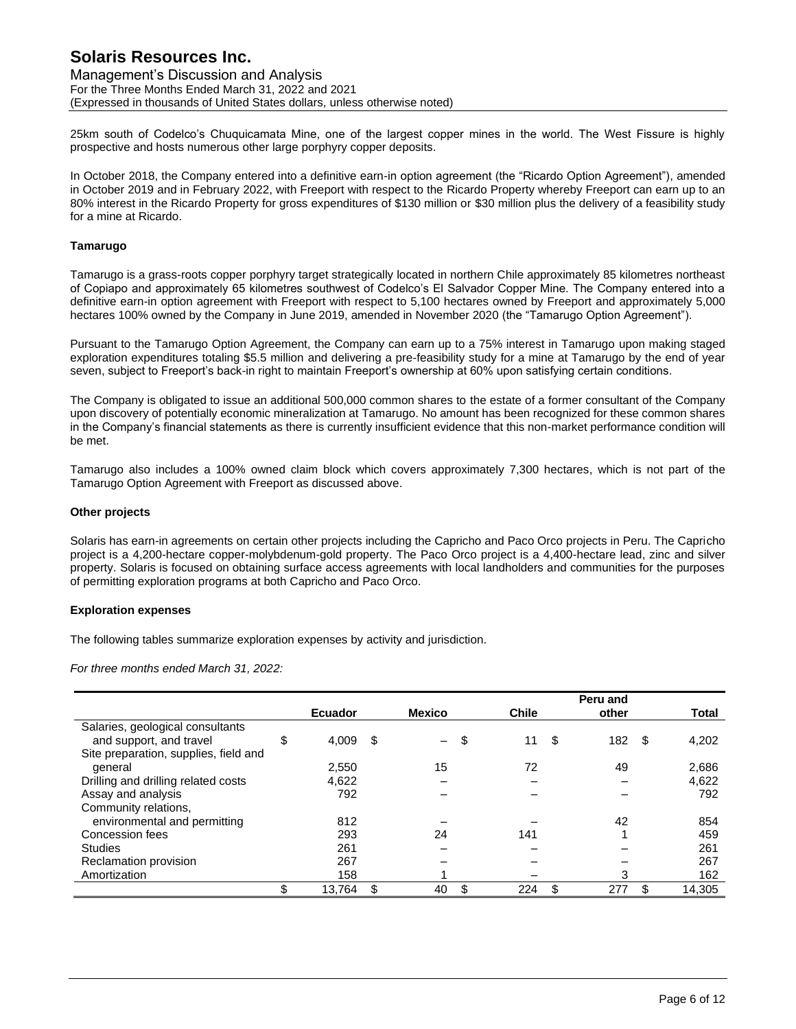25km south of Codelco's Chuquicamata Mine, one of the largest copper mines in the world. The West Fissure is highly prospective and hosts numerous other large porphyry copper deposits.

In October 2018, the Company entered into a definitive earn-in option agreement (the "Ricardo Option Agreement"), amended in October 2019 and in February 2022, with Freeport with respect to the Ricardo Property whereby Freeport can earn up to an 80% interest in the Ricardo Property for gross expenditures of $130 million or $30 million plus the delivery of a feasibility study for a mine at Ricardo.

**Tamarugo**

Tamarugo is a grass-roots copper porphyry target strategically located in northern Chile approximately 85 kilometres northeast of Copiapo and approximately 65 kilometres southwest of Codelco's El Salvador Copper Mine. The Company entered into a definitive earn-in option agreement with Freeport with respect to 5,100 hectares owned by Freeport and approximately 5,000 hectares 100% owned by the Company in June 2019, amended in November 2020 (the "Tamarugo Option Agreement").

Pursuant to the Tamarugo Option Agreement, the Company can earn up to a 75% interest in Tamarugo upon making staged exploration expenditures totaling $5.5 million and delivering a pre-feasibility study for a mine at Tamarugo by the end of year seven, subject to Freeport's back-in right to maintain Freeport's ownership at 60% upon satisfying certain conditions.

The Company is obligated to issue an additional 500,000 common shares to the estate of a former consultant of the Company upon discovery of potentially economic mineralization at Tamarugo. No amount has been recognized for these common shares in the Company's financial statements as there is currently insufficient evidence that this non-market performance condition will be met.

Tamarugo also includes a 100% owned claim block which covers approximately 7,300 hectares, which is not part of the Tamarugo Option Agreement with Freeport as discussed above.

**Other projects**

Solaris has earn-in agreements on certain other projects including the Capricho and Paco Orco projects in Peru. The Capricho project is a 4,200-hectare copper-molybdenum-gold property. The Paco Orco project is a 4,400-hectare lead, zinc and silver property. Solaris is focused on obtaining surface access agreements with local landholders and communities for the purposes of permitting exploration programs at both Capricho and Paco Orco.

**Exploration expenses**

The following tables summarize exploration expenses by activity and jurisdiction.

*For three months ended March 31, 2022:*

| | Ecuador | Mexico | Chile | Peru and other | Total |
|---|---|---|---|---|---|
| Salaries, geological consultants and support, and travel | $ 4,009 | $ – | $ 11 | $ 182 | $ 4,202 |
| Site preparation, supplies, field and general | 2,550 | 15 | 72 | 49 | 2,686 |
| Drilling and drilling related costs | 4,622 | – | – | – | 4,622 |
| Assay and analysis | 792 | – | – | – | 792 |
| Community relations, environmental and permitting | 812 | – | – | 42 | 854 |
| Concession fees | 293 | 24 | 141 | 1 | 459 |
| Studies | 261 | – | – | – | 261 |
| Reclamation provision | 267 | – | – | – | 267 |
| Amortization | 158 | 1 | – | 3 | 162 |
| | $ 13,764 | $ 40 | $ 224 | $ 277 | $ 14,305 |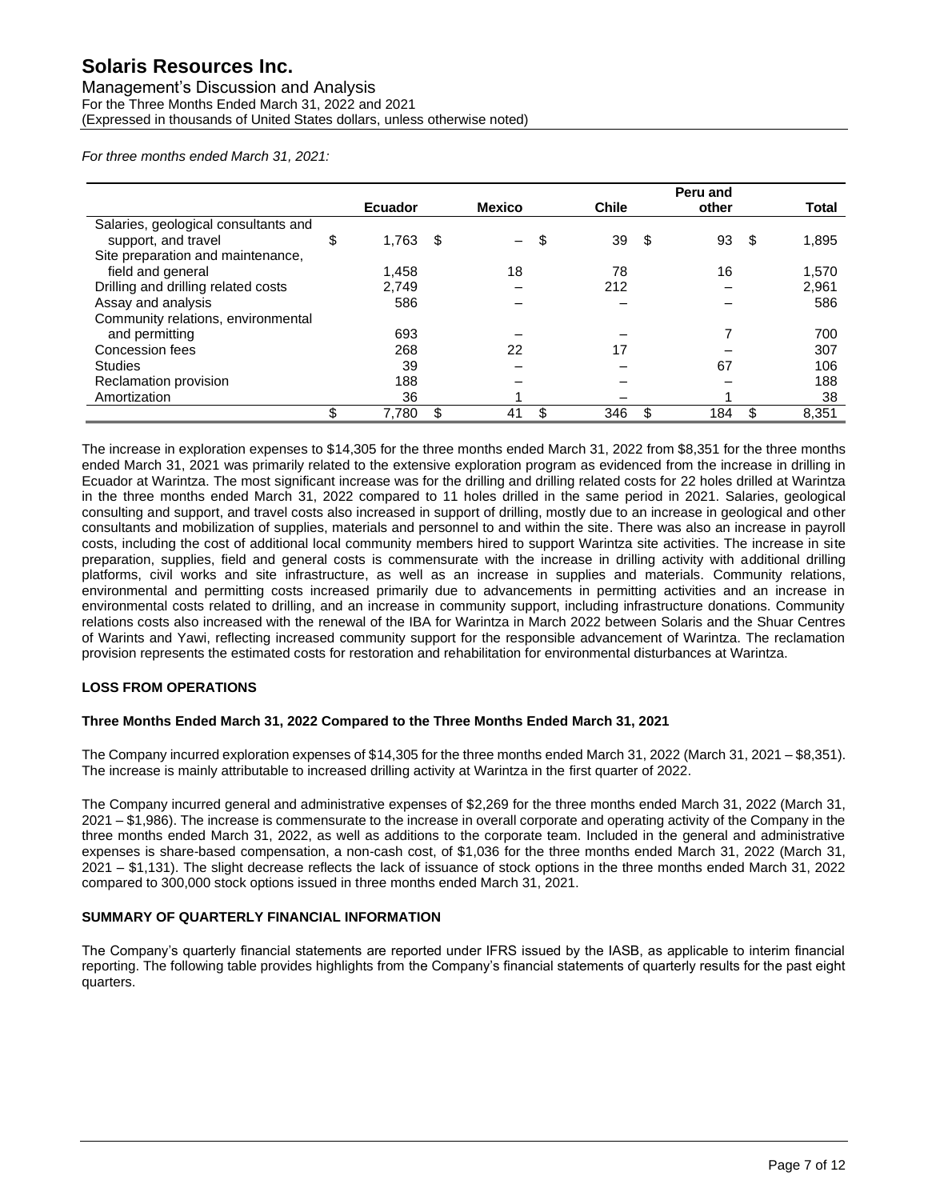*For three months ended March 31, 2021:*

| | Ecuador | Mexico | Chile | Peru and other | Total |
|---|---|---|---|---|---|
| Salaries, geological consultants and support, and travel | $ 1,763 | $ – | $ 39 | $ 93 | $ 1,895 |
| Site preparation and maintenance, field and general | 1,458 | 18 | 78 | 16 | 1,570 |
| Drilling and drilling related costs | 2,749 | – | 212 | – | 2,961 |
| Assay and analysis | 586 | – | – | – | 586 |
| Community relations, environmental and permitting | 693 | – | – | 7 | 700 |
| Concession fees | 268 | 22 | 17 | – | 307 |
| Studies | 39 | – | – | 67 | 106 |
| Reclamation provision | 188 | – | – | – | 188 |
| Amortization | 36 | 1 | – | 1 | 38 |
| | $ 7,780 | $ 41 | $ 346 | $ 184 | $ 8,351 |

The increase in exploration expenses to $14,305 for the three months ended March 31, 2022 from $8,351 for the three months ended March 31, 2021 was primarily related to the extensive exploration program as evidenced from the increase in drilling in Ecuador at Warintza. The most significant increase was for the drilling and drilling related costs for 22 holes drilled at Warintza in the three months ended March 31, 2022 compared to 11 holes drilled in the same period in 2021. Salaries, geological consulting and support, and travel costs also increased in support of drilling, mostly due to an increase in geological and other consultants and mobilization of supplies, materials and personnel to and within the site. There was also an increase in payroll costs, including the cost of additional local community members hired to support Warintza site activities. The increase in site preparation, supplies, field and general costs is commensurate with the increase in drilling activity with additional drilling platforms, civil works and site infrastructure, as well as an increase in supplies and materials. Community relations, environmental and permitting costs increased primarily due to advancements in permitting activities and an increase in environmental costs related to drilling, and an increase in community support, including infrastructure donations. Community relations costs also increased with the renewal of the IBA for Warintza in March 2022 between Solaris and the Shuar Centres of Warints and Yawi, reflecting increased community support for the responsible advancement of Warintza. The reclamation provision represents the estimated costs for restoration and rehabilitation for environmental disturbances at Warintza.

## LOSS FROM OPERATIONS

### Three Months Ended March 31, 2022 Compared to the Three Months Ended March 31, 2021

The Company incurred exploration expenses of $14,305 for the three months ended March 31, 2022 (March 31, 2021 – $8,351). The increase is mainly attributable to increased drilling activity at Warintza in the first quarter of 2022.

The Company incurred general and administrative expenses of $2,269 for the three months ended March 31, 2022 (March 31, 2021 – $1,986). The increase is commensurate to the increase in overall corporate and operating activity of the Company in the three months ended March 31, 2022, as well as additions to the corporate team. Included in the general and administrative expenses is share-based compensation, a non-cash cost, of $1,036 for the three months ended March 31, 2022 (March 31, 2021 – $1,131). The slight decrease reflects the lack of issuance of stock options in the three months ended March 31, 2022 compared to 300,000 stock options issued in three months ended March 31, 2021.

## SUMMARY OF QUARTERLY FINANCIAL INFORMATION

The Company's quarterly financial statements are reported under IFRS issued by the IASB, as applicable to interim financial reporting. The following table provides highlights from the Company's financial statements of quarterly results for the past eight quarters.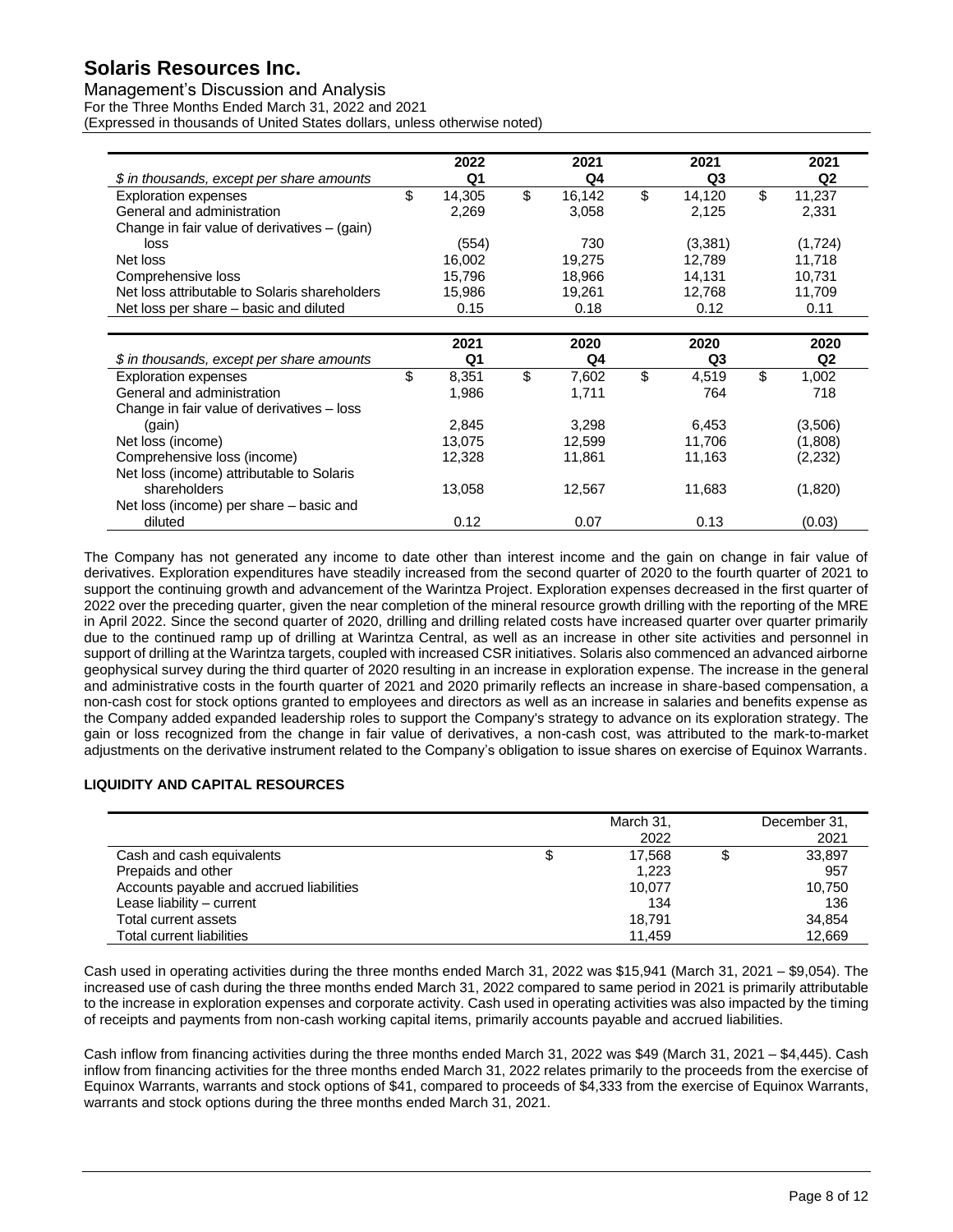| $ in thousands, except per share amounts | 2022 Q1 | 2021 Q4 | 2021 Q3 | 2021 Q2 |
|---|---|---|---|---|
| Exploration expenses | $ 14,305 | $ 16,142 | $ 14,120 | $ 11,237 |
| General and administration | 2,269 | 3,058 | 2,125 | 2,331 |
| Change in fair value of derivatives – (gain) loss | (554) | 730 | (3,381) | (1,724) |
| Net loss | 16,002 | 19,275 | 12,789 | 11,718 |
| Comprehensive loss | 15,796 | 18,966 | 14,131 | 10,731 |
| Net loss attributable to Solaris shareholders | 15,986 | 19,261 | 12,768 | 11,709 |
| Net loss per share – basic and diluted | 0.15 | 0.18 | 0.12 | 0.11 |

| $ in thousands, except per share amounts | 2021 Q1 | 2020 Q4 | 2020 Q3 | 2020 Q2 |
|---|---|---|---|---|
| Exploration expenses | $ 8,351 | $ 7,602 | $ 4,519 | $ 1,002 |
| General and administration | 1,986 | 1,711 | 764 | 718 |
| Change in fair value of derivatives – loss (gain) | 2,845 | 3,298 | 6,453 | (3,506) |
| Net loss (income) | 13,075 | 12,599 | 11,706 | (1,808) |
| Comprehensive loss (income) | 12,328 | 11,861 | 11,163 | (2,232) |
| Net loss (income) attributable to Solaris shareholders | 13,058 | 12,567 | 11,683 | (1,820) |
| Net loss (income) per share – basic and diluted | 0.12 | 0.07 | 0.13 | (0.03) |

The Company has not generated any income to date other than interest income and the gain on change in fair value of derivatives. Exploration expenditures have steadily increased from the second quarter of 2020 to the fourth quarter of 2021 to support the continuing growth and advancement of the Warintza Project. Exploration expenses decreased in the first quarter of 2022 over the preceding quarter, given the near completion of the mineral resource growth drilling with the reporting of the MRE in April 2022. Since the second quarter of 2020, drilling and drilling related costs have increased quarter over quarter primarily due to the continued ramp up of drilling at Warintza Central, as well as an increase in other site activities and personnel in support of drilling at the Warintza targets, coupled with increased CSR initiatives. Solaris also commenced an advanced airborne geophysical survey during the third quarter of 2020 resulting in an increase in exploration expense. The increase in the general and administrative costs in the fourth quarter of 2021 and 2020 primarily reflects an increase in share-based compensation, a non-cash cost for stock options granted to employees and directors as well as an increase in salaries and benefits expense as the Company added expanded leadership roles to support the Company's strategy to advance on its exploration strategy. The gain or loss recognized from the change in fair value of derivatives, a non-cash cost, was attributed to the mark-to-market adjustments on the derivative instrument related to the Company's obligation to issue shares on exercise of Equinox Warrants.

## LIQUIDITY AND CAPITAL RESOURCES

| | March 31, 2022 | December 31, 2021 |
|---|---|---|
| Cash and cash equivalents | $ 17,568 | $ 33,897 |
| Prepaids and other | 1,223 | 957 |
| Accounts payable and accrued liabilities | 10,077 | 10,750 |
| Lease liability – current | 134 | 136 |
| Total current assets | 18,791 | 34,854 |
| Total current liabilities | 11,459 | 12,669 |

Cash used in operating activities during the three months ended March 31, 2022 was $15,941 (March 31, 2021 – $9,054). The increased use of cash during the three months ended March 31, 2022 compared to same period in 2021 is primarily attributable to the increase in exploration expenses and corporate activity. Cash used in operating activities was also impacted by the timing of receipts and payments from non-cash working capital items, primarily accounts payable and accrued liabilities.

Cash inflow from financing activities during the three months ended March 31, 2022 was $49 (March 31, 2021 – $4,445). Cash inflow from financing activities for the three months ended March 31, 2022 relates primarily to the proceeds from the exercise of Equinox Warrants, warrants and stock options of $41, compared to proceeds of $4,333 from the exercise of Equinox Warrants, warrants and stock options during the three months ended March 31, 2021.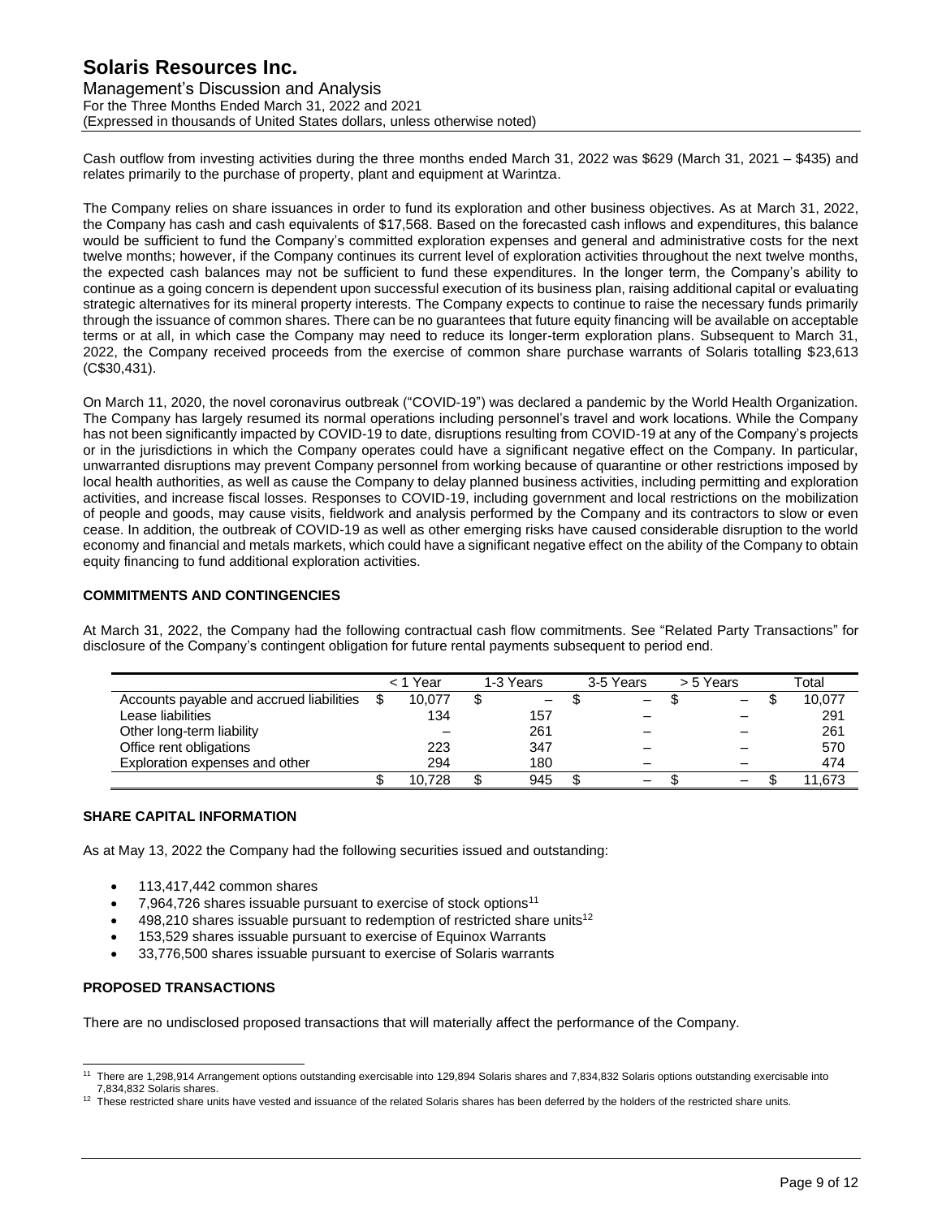Cash outflow from investing activities during the three months ended March 31, 2022 was $629 (March 31, 2021 – $435) and relates primarily to the purchase of property, plant and equipment at Warintza.

The Company relies on share issuances in order to fund its exploration and other business objectives. As at March 31, 2022, the Company has cash and cash equivalents of $17,568. Based on the forecasted cash inflows and expenditures, this balance would be sufficient to fund the Company's committed exploration expenses and general and administrative costs for the next twelve months; however, if the Company continues its current level of exploration activities throughout the next twelve months, the expected cash balances may not be sufficient to fund these expenditures. In the longer term, the Company's ability to continue as a going concern is dependent upon successful execution of its business plan, raising additional capital or evaluating strategic alternatives for its mineral property interests. The Company expects to continue to raise the necessary funds primarily through the issuance of common shares. There can be no guarantees that future equity financing will be available on acceptable terms or at all, in which case the Company may need to reduce its longer-term exploration plans. Subsequent to March 31, 2022, the Company received proceeds from the exercise of common share purchase warrants of Solaris totalling $23,613 (C$30,431).

On March 11, 2020, the novel coronavirus outbreak ("COVID-19") was declared a pandemic by the World Health Organization. The Company has largely resumed its normal operations including personnel's travel and work locations. While the Company has not been significantly impacted by COVID-19 to date, disruptions resulting from COVID-19 at any of the Company's projects or in the jurisdictions in which the Company operates could have a significant negative effect on the Company. In particular, unwarranted disruptions may prevent Company personnel from working because of quarantine or other restrictions imposed by local health authorities, as well as cause the Company to delay planned business activities, including permitting and exploration activities, and increase fiscal losses. Responses to COVID-19, including government and local restrictions on the mobilization of people and goods, may cause visits, fieldwork and analysis performed by the Company and its contractors to slow or even cease. In addition, the outbreak of COVID-19 as well as other emerging risks have caused considerable disruption to the world economy and financial and metals markets, which could have a significant negative effect on the ability of the Company to obtain equity financing to fund additional exploration activities.

## COMMITMENTS AND CONTINGENCIES

At March 31, 2022, the Company had the following contractual cash flow commitments. See "Related Party Transactions" for disclosure of the Company's contingent obligation for future rental payments subsequent to period end.

| | < 1 Year | 1-3 Years | 3-5 Years | > 5 Years | Total |
|---|---|---|---|---|---|
| Accounts payable and accrued liabilities | $ 10,077 | $ – | $ – | $ – | $ 10,077 |
| Lease liabilities | 134 | 157 | – | – | 291 |
| Other long-term liability | – | 261 | – | – | 261 |
| Office rent obligations | 223 | 347 | – | – | 570 |
| Exploration expenses and other | 294 | 180 | – | – | 474 |
| | $ 10,728 | $ 945 | $ – | $ – | $ 11,673 |

## SHARE CAPITAL INFORMATION

As at May 13, 2022 the Company had the following securities issued and outstanding:

- 113,417,442 common shares
- 7,964,726 shares issuable pursuant to exercise of stock options[11]
- 498,210 shares issuable pursuant to redemption of restricted share units[12]
- 153,529 shares issuable pursuant to exercise of Equinox Warrants
- 33,776,500 shares issuable pursuant to exercise of Solaris warrants

## PROPOSED TRANSACTIONS

There are no undisclosed proposed transactions that will materially affect the performance of the Company.

---

[11] There are 1,298,914 Arrangement options outstanding exercisable into 129,894 Solaris shares and 7,834,832 Solaris options outstanding exercisable into 7,834,832 Solaris shares.

[12] These restricted share units have vested and issuance of the related Solaris shares has been deferred by the holders of the restricted share units.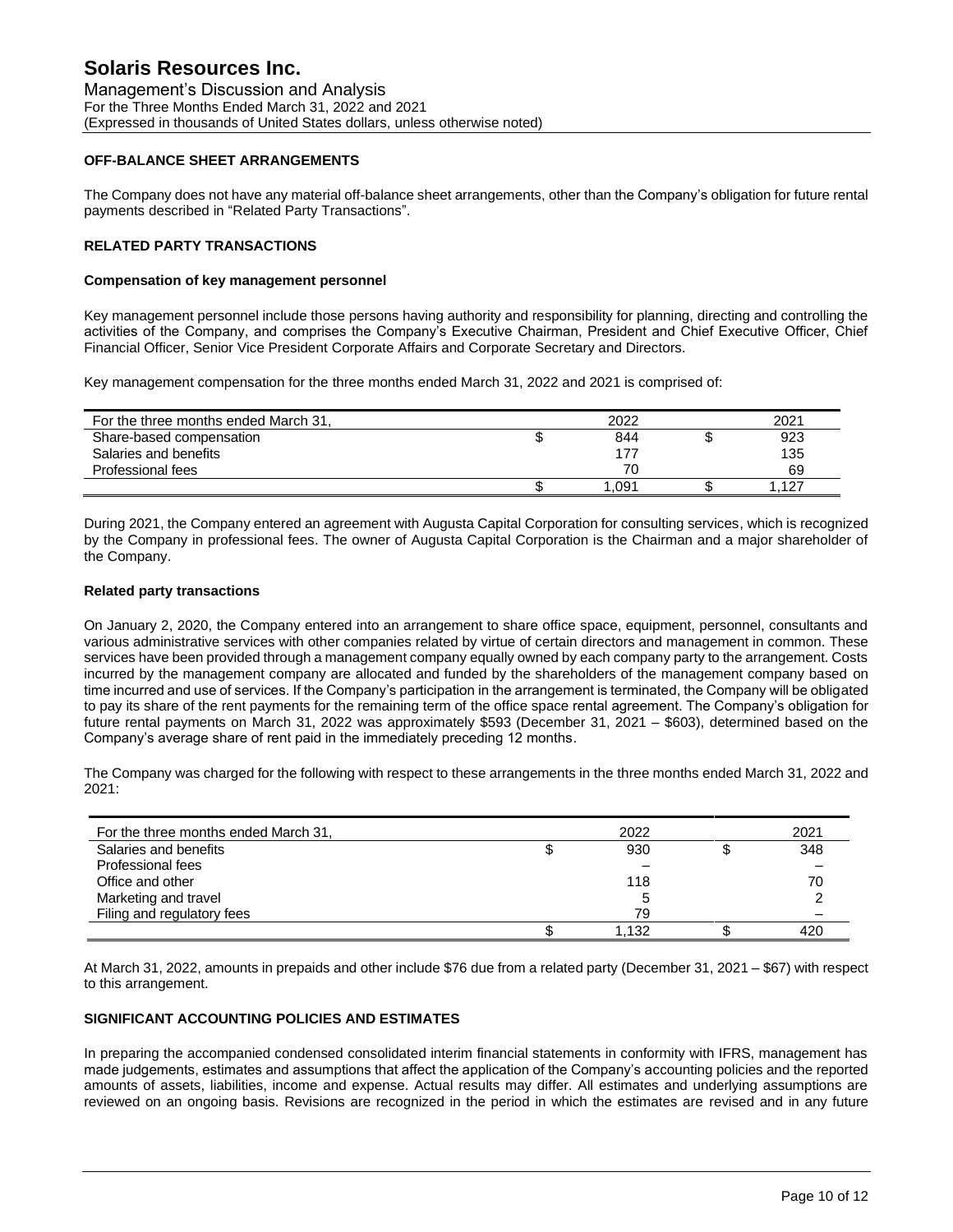## OFF-BALANCE SHEET ARRANGEMENTS

The Company does not have any material off-balance sheet arrangements, other than the Company's obligation for future rental payments described in "Related Party Transactions".

## RELATED PARTY TRANSACTIONS

### Compensation of key management personnel

Key management personnel include those persons having authority and responsibility for planning, directing and controlling the activities of the Company, and comprises the Company's Executive Chairman, President and Chief Executive Officer, Chief Financial Officer, Senior Vice President Corporate Affairs and Corporate Secretary and Directors.

Key management compensation for the three months ended March 31, 2022 and 2021 is comprised of:

| For the three months ended March 31, | | 2022 | | 2021 |
|---|---|---|---|---|
| Share-based compensation | $ | 844 | $ | 923 |
| Salaries and benefits | | 177 | | 135 |
| Professional fees | | 70 | | 69 |
| | $ | 1,091 | $ | 1,127 |

During 2021, the Company entered an agreement with Augusta Capital Corporation for consulting services, which is recognized by the Company in professional fees. The owner of Augusta Capital Corporation is the Chairman and a major shareholder of the Company.

### Related party transactions

On January 2, 2020, the Company entered into an arrangement to share office space, equipment, personnel, consultants and various administrative services with other companies related by virtue of certain directors and management in common. These services have been provided through a management company equally owned by each company party to the arrangement. Costs incurred by the management company are allocated and funded by the shareholders of the management company based on time incurred and use of services. If the Company's participation in the arrangement is terminated, the Company will be obligated to pay its share of the rent payments for the remaining term of the office space rental agreement. The Company's obligation for future rental payments on March 31, 2022 was approximately $593 (December 31, 2021 – $603), determined based on the Company's average share of rent paid in the immediately preceding 12 months.

The Company was charged for the following with respect to these arrangements in the three months ended March 31, 2022 and 2021:

| For the three months ended March 31, | | 2022 | | 2021 |
|---|---|---|---|---|
| Salaries and benefits | $ | 930 | $ | 348 |
| Professional fees | | – | | – |
| Office and other | | 118 | | 70 |
| Marketing and travel | | 5 | | 2 |
| Filing and regulatory fees | | 79 | | – |
| | $ | 1,132 | $ | 420 |

At March 31, 2022, amounts in prepaids and other include $76 due from a related party (December 31, 2021 – $67) with respect to this arrangement.

## SIGNIFICANT ACCOUNTING POLICIES AND ESTIMATES

In preparing the accompanied condensed consolidated interim financial statements in conformity with IFRS, management has made judgements, estimates and assumptions that affect the application of the Company's accounting policies and the reported amounts of assets, liabilities, income and expense. Actual results may differ. All estimates and underlying assumptions are reviewed on an ongoing basis. Revisions are recognized in the period in which the estimates are revised and in any future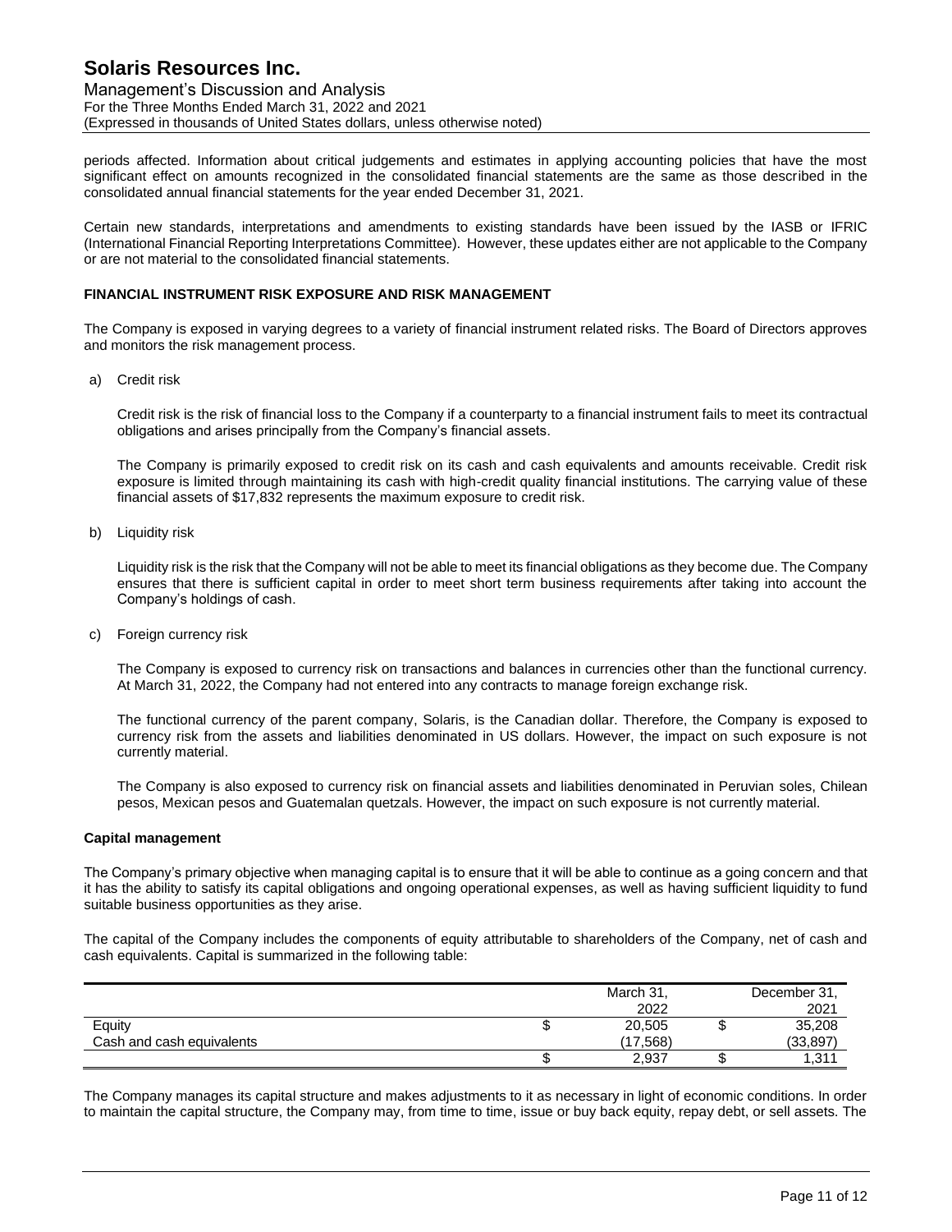periods affected. Information about critical judgements and estimates in applying accounting policies that have the most significant effect on amounts recognized in the consolidated financial statements are the same as those described in the consolidated annual financial statements for the year ended December 31, 2021.

Certain new standards, interpretations and amendments to existing standards have been issued by the IASB or IFRIC (International Financial Reporting Interpretations Committee). However, these updates either are not applicable to the Company or are not material to the consolidated financial statements.

## FINANCIAL INSTRUMENT RISK EXPOSURE AND RISK MANAGEMENT

The Company is exposed in varying degrees to a variety of financial instrument related risks. The Board of Directors approves and monitors the risk management process.

a) Credit risk

   Credit risk is the risk of financial loss to the Company if a counterparty to a financial instrument fails to meet its contractual obligations and arises principally from the Company's financial assets.

   The Company is primarily exposed to credit risk on its cash and cash equivalents and amounts receivable. Credit risk exposure is limited through maintaining its cash with high-credit quality financial institutions. The carrying value of these financial assets of $17,832 represents the maximum exposure to credit risk.

b) Liquidity risk

   Liquidity risk is the risk that the Company will not be able to meet its financial obligations as they become due. The Company ensures that there is sufficient capital in order to meet short term business requirements after taking into account the Company's holdings of cash.

c) Foreign currency risk

   The Company is exposed to currency risk on transactions and balances in currencies other than the functional currency. At March 31, 2022, the Company had not entered into any contracts to manage foreign exchange risk.

   The functional currency of the parent company, Solaris, is the Canadian dollar. Therefore, the Company is exposed to currency risk from the assets and liabilities denominated in US dollars. However, the impact on such exposure is not currently material.

   The Company is also exposed to currency risk on financial assets and liabilities denominated in Peruvian soles, Chilean pesos, Mexican pesos and Guatemalan quetzals. However, the impact on such exposure is not currently material.

### Capital management

The Company's primary objective when managing capital is to ensure that it will be able to continue as a going concern and that it has the ability to satisfy its capital obligations and ongoing operational expenses, as well as having sufficient liquidity to fund suitable business opportunities as they arise.

The capital of the Company includes the components of equity attributable to shareholders of the Company, net of cash and cash equivalents. Capital is summarized in the following table:

| | | March 31, 2022 | | December 31, 2021 |
|---|---|---|---|---|
| Equity | $ | 20,505 | $ | 35,208 |
| Cash and cash equivalents | | (17,568) | | (33,897) |
| | $ | 2,937 | $ | 1,311 |

The Company manages its capital structure and makes adjustments to it as necessary in light of economic conditions. In order to maintain the capital structure, the Company may, from time to time, issue or buy back equity, repay debt, or sell assets. The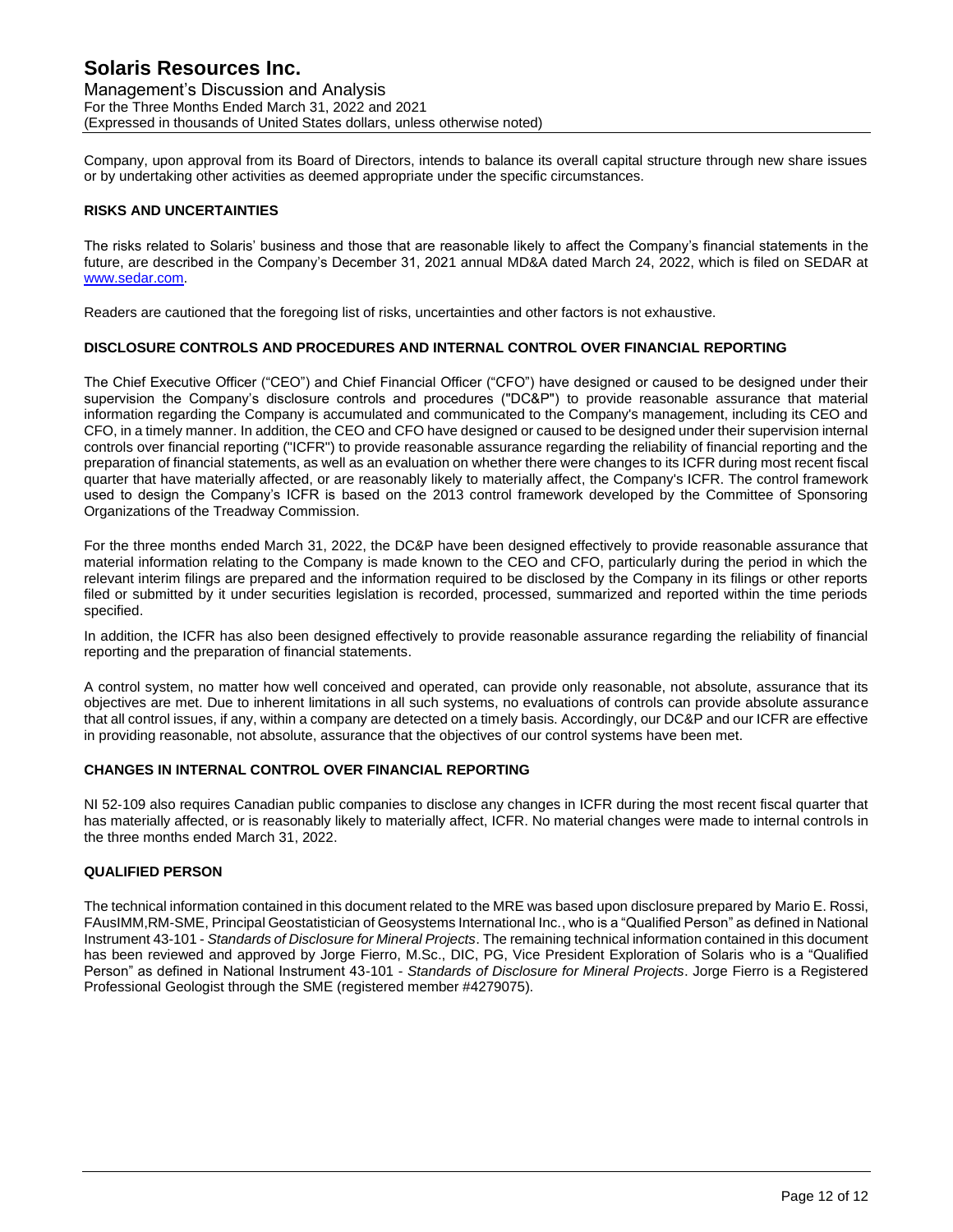Company, upon approval from its Board of Directors, intends to balance its overall capital structure through new share issues or by undertaking other activities as deemed appropriate under the specific circumstances.

## RISKS AND UNCERTAINTIES

The risks related to Solaris' business and those that are reasonable likely to affect the Company's financial statements in the future, are described in the Company's December 31, 2021 annual MD&A dated March 24, 2022, which is filed on SEDAR at www.sedar.com.

Readers are cautioned that the foregoing list of risks, uncertainties and other factors is not exhaustive.

## DISCLOSURE CONTROLS AND PROCEDURES AND INTERNAL CONTROL OVER FINANCIAL REPORTING

The Chief Executive Officer ("CEO") and Chief Financial Officer ("CFO") have designed or caused to be designed under their supervision the Company's disclosure controls and procedures ("DC&P") to provide reasonable assurance that material information regarding the Company is accumulated and communicated to the Company's management, including its CEO and CFO, in a timely manner. In addition, the CEO and CFO have designed or caused to be designed under their supervision internal controls over financial reporting ("ICFR") to provide reasonable assurance regarding the reliability of financial reporting and the preparation of financial statements, as well as an evaluation on whether there were changes to its ICFR during most recent fiscal quarter that have materially affected, or are reasonably likely to materially affect, the Company's ICFR. The control framework used to design the Company's ICFR is based on the 2013 control framework developed by the Committee of Sponsoring Organizations of the Treadway Commission.

For the three months ended March 31, 2022, the DC&P have been designed effectively to provide reasonable assurance that material information relating to the Company is made known to the CEO and CFO, particularly during the period in which the relevant interim filings are prepared and the information required to be disclosed by the Company in its filings or other reports filed or submitted by it under securities legislation is recorded, processed, summarized and reported within the time periods specified.

In addition, the ICFR has also been designed effectively to provide reasonable assurance regarding the reliability of financial reporting and the preparation of financial statements.

A control system, no matter how well conceived and operated, can provide only reasonable, not absolute, assurance that its objectives are met. Due to inherent limitations in all such systems, no evaluations of controls can provide absolute assurance that all control issues, if any, within a company are detected on a timely basis. Accordingly, our DC&P and our ICFR are effective in providing reasonable, not absolute, assurance that the objectives of our control systems have been met.

## CHANGES IN INTERNAL CONTROL OVER FINANCIAL REPORTING

NI 52-109 also requires Canadian public companies to disclose any changes in ICFR during the most recent fiscal quarter that has materially affected, or is reasonably likely to materially affect, ICFR. No material changes were made to internal controls in the three months ended March 31, 2022.

## QUALIFIED PERSON

The technical information contained in this document related to the MRE was based upon disclosure prepared by Mario E. Rossi, FAusIMM,RM-SME, Principal Geostatistician of Geosystems International Inc., who is a "Qualified Person" as defined in National Instrument 43-101 - *Standards of Disclosure for Mineral Projects*. The remaining technical information contained in this document has been reviewed and approved by Jorge Fierro, M.Sc., DIC, PG, Vice President Exploration of Solaris who is a "Qualified Person" as defined in National Instrument 43-101 - *Standards of Disclosure for Mineral Projects*. Jorge Fierro is a Registered Professional Geologist through the SME (registered member #4279075).